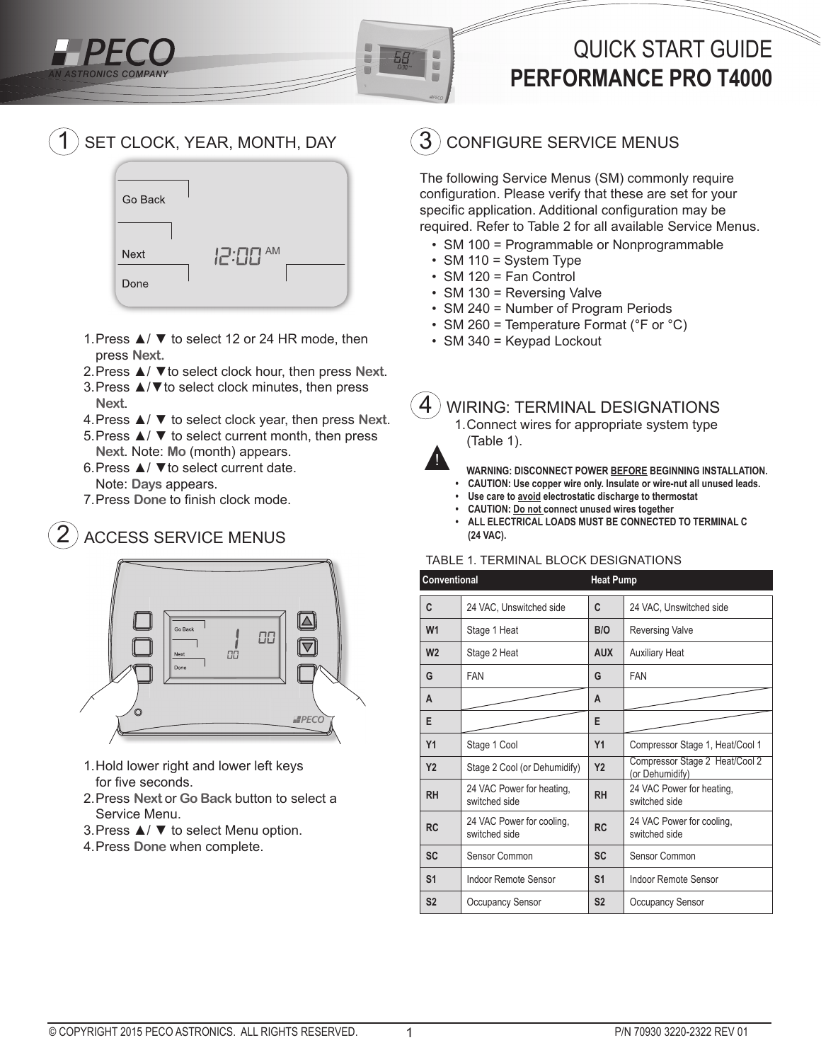# QUICK START GUIDE
## PERFORMANCE PRO T4000

PECO
AN ASTRONICS COMPANY

## 1 SET CLOCK, YEAR, MONTH, DAY

Go Back

Next 12:00 AM

Done

1. Press ▲/ ▼ to select 12 or 24 HR mode, then press **Next**.
2. Press ▲/ ▼to select clock hour, then press **Next**.
3. Press ▲/▼to select clock minutes, then press **Next**.
4. Press ▲/ ▼ to select clock year, then press **Next**.
5. Press ▲/ ▼ to select current month, then press **Next**. Note: **Mo** (month) appears.
6. Press ▲/ ▼to select current date. Note: **Days** appears.
7. Press **Done** to finish clock mode.

## 2 ACCESS SERVICE MENUS

1. Hold lower right and lower left keys for five seconds.
2. Press **Next** or **Go Back** button to select a Service Menu.
3. Press ▲/ ▼ to select Menu option.
4. Press **Done** when complete.

## 3 CONFIGURE SERVICE MENUS

The following Service Menus (SM) commonly require configuration. Please verify that these are set for your specific application. Additional configuration may be required. Refer to Table 2 for all available Service Menus.

- SM 100 = Programmable or Nonprogrammable
- SM 110 = System Type
- SM 120 = Fan Control
- SM 130 = Reversing Valve
- SM 240 = Number of Program Periods
- SM 260 = Temperature Format (°F or °C)
- SM 340 = Keypad Lockout

## 4 WIRING: TERMINAL DESIGNATIONS

1. Connect wires for appropriate system type (Table 1).

**WARNING: DISCONNECT POWER BEFORE BEGINNING INSTALLATION.**

- **CAUTION: Use copper wire only. Insulate or wire-nut all unused leads.**
- **Use care to avoid electrostatic discharge to thermostat**
- **CAUTION: Do not connect unused wires together**
- **ALL ELECTRICAL LOADS MUST BE CONNECTED TO TERMINAL C (24 VAC).**

TABLE 1. TERMINAL BLOCK DESIGNATIONS

| Conventional | | Heat Pump | |
|---|---|---|---|
| **C** | 24 VAC, Unswitched side | **C** | 24 VAC, Unswitched side |
| **W1** | Stage 1 Heat | **B/O** | Reversing Valve |
| **W2** | Stage 2 Heat | **AUX** | Auxiliary Heat |
| **G** | FAN | **G** | FAN |
| **A** | | **A** | |
| **E** | | **E** | |
| **Y1** | Stage 1 Cool | **Y1** | Compressor Stage 1, Heat/Cool 1 |
| **Y2** | Stage 2 Cool (or Dehumidify) | **Y2** | Compressor Stage 2 Heat/Cool 2 (or Dehumidify) |
| **RH** | 24 VAC Power for heating, switched side | **RH** | 24 VAC Power for heating, switched side |
| **RC** | 24 VAC Power for cooling, switched side | **RC** | 24 VAC Power for cooling, switched side |
| **SC** | Sensor Common | **SC** | Sensor Common |
| **S1** | Indoor Remote Sensor | **S1** | Indoor Remote Sensor |
| **S2** | Occupancy Sensor | **S2** | Occupancy Sensor |

© COPYRIGHT 2015 PECO ASTRONICS. ALL RIGHTS RESERVED.

P/N 70930 3220-2322 REV 01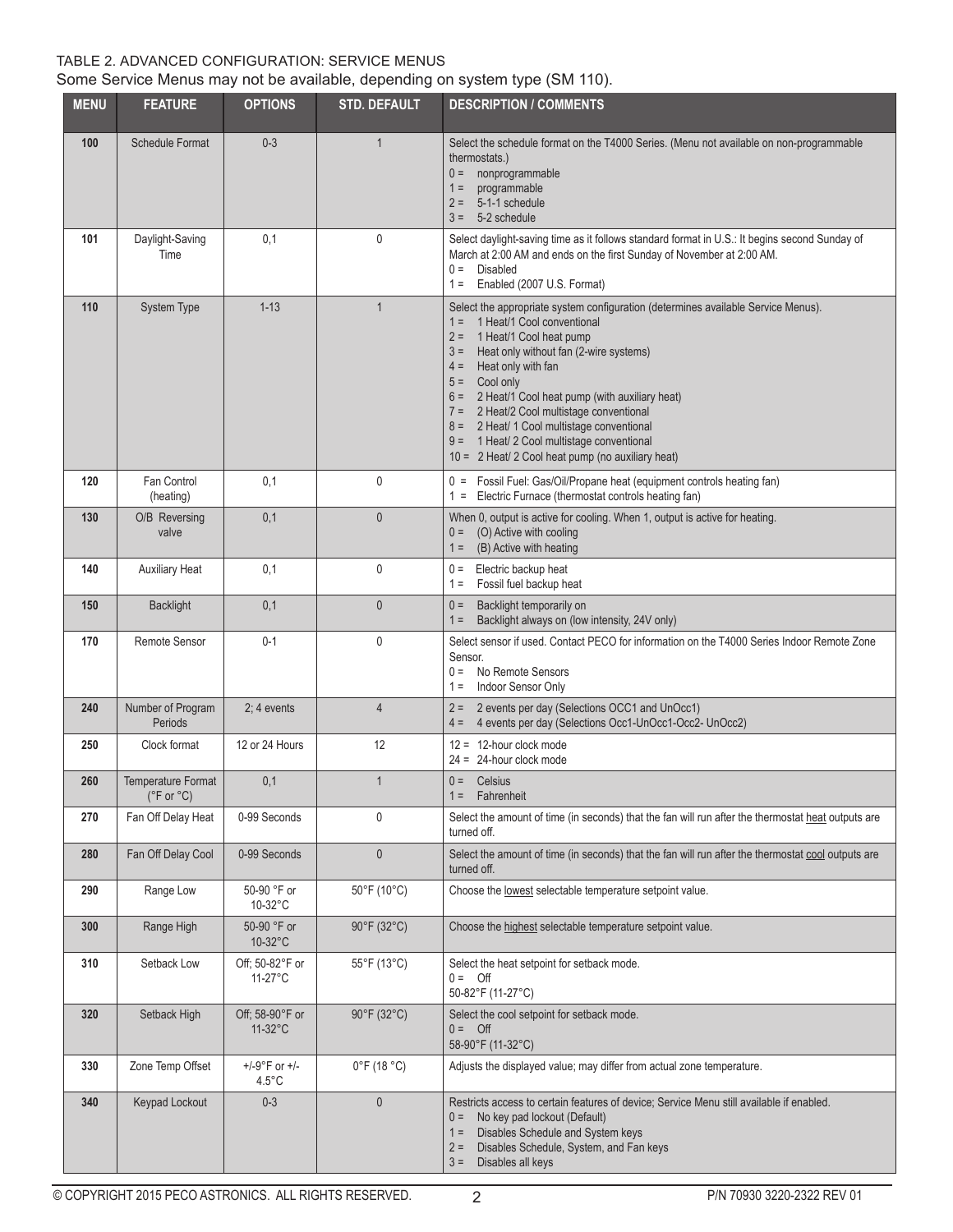TABLE 2. ADVANCED CONFIGURATION: SERVICE MENUS

Some Service Menus may not be available, depending on system type (SM 110).

| MENU | FEATURE | OPTIONS | STD. DEFAULT | DESCRIPTION / COMMENTS |
|---|---|---|---|---|
| 100 | Schedule Format | 0-3 | 1 | Select the schedule format on the T4000 Series. (Menu not available on non-programmable thermostats.)<br>0 = nonprogrammable<br>1 = programmable<br>2 = 5-1-1 schedule<br>3 = 5-2 schedule |
| 101 | Daylight-Saving Time | 0,1 | 0 | Select daylight-saving time as it follows standard format in U.S.: It begins second Sunday of March at 2:00 AM and ends on the first Sunday of November at 2:00 AM.<br>0 = Disabled<br>1 = Enabled (2007 U.S. Format) |
| 110 | System Type | 1-13 | 1 | Select the appropriate system configuration (determines available Service Menus).<br>1 = 1 Heat/1 Cool conventional<br>2 = 1 Heat/1 Cool heat pump<br>3 = Heat only without fan (2-wire systems)<br>4 = Heat only with fan<br>5 = Cool only<br>6 = 2 Heat/1 Cool heat pump (with auxiliary heat)<br>7 = 2 Heat/2 Cool multistage conventional<br>8 = 2 Heat/ 1 Cool multistage conventional<br>9 = 1 Heat/ 2 Cool multistage conventional<br>10 = 2 Heat/ 2 Cool heat pump (no auxiliary heat) |
| 120 | Fan Control (heating) | 0,1 | 0 | 0 = Fossil Fuel: Gas/Oil/Propane heat (equipment controls heating fan)<br>1 = Electric Furnace (thermostat controls heating fan) |
| 130 | O/B Reversing valve | 0,1 | 0 | When 0, output is active for cooling. When 1, output is active for heating.<br>0 = (O) Active with cooling<br>1 = (B) Active with heating |
| 140 | Auxiliary Heat | 0,1 | 0 | 0 = Electric backup heat<br>1 = Fossil fuel backup heat |
| 150 | Backlight | 0,1 | 0 | 0 = Backlight temporarily on<br>1 = Backlight always on (low intensity, 24V only) |
| 170 | Remote Sensor | 0-1 | 0 | Select sensor if used. Contact PECO for information on the T4000 Series Indoor Remote Zone Sensor.<br>0 = No Remote Sensors<br>1 = Indoor Sensor Only |
| 240 | Number of Program Periods | 2; 4 events | 4 | 2 = 2 events per day (Selections OCC1 and UnOcc1)<br>4 = 4 events per day (Selections Occ1-UnOcc1-Occ2- UnOcc2) |
| 250 | Clock format | 12 or 24 Hours | 12 | 12 = 12-hour clock mode<br>24 = 24-hour clock mode |
| 260 | Temperature Format (°F or °C) | 0,1 | 1 | 0 = Celsius<br>1 = Fahrenheit |
| 270 | Fan Off Delay Heat | 0-99 Seconds | 0 | Select the amount of time (in seconds) that the fan will run after the thermostat heat outputs are turned off. |
| 280 | Fan Off Delay Cool | 0-99 Seconds | 0 | Select the amount of time (in seconds) that the fan will run after the thermostat cool outputs are turned off. |
| 290 | Range Low | 50-90 °F or 10-32°C | 50°F (10°C) | Choose the lowest selectable temperature setpoint value. |
| 300 | Range High | 50-90 °F or 10-32°C | 90°F (32°C) | Choose the highest selectable temperature setpoint value. |
| 310 | Setback Low | Off; 50-82°F or 11-27°C | 55°F (13°C) | Select the heat setpoint for setback mode.<br>0 = Off<br>50-82°F (11-27°C) |
| 320 | Setback High | Off; 58-90°F or 11-32°C | 90°F (32°C) | Select the cool setpoint for setback mode.<br>0 = Off<br>58-90°F (11-32°C) |
| 330 | Zone Temp Offset | +/-9°F or +/- 4.5°C | 0°F (18 °C) | Adjusts the displayed value; may differ from actual zone temperature. |
| 340 | Keypad Lockout | 0-3 | 0 | Restricts access to certain features of device; Service Menu still available if enabled.<br>0 = No key pad lockout (Default)<br>1 = Disables Schedule and System keys<br>2 = Disables Schedule, System, and Fan keys<br>3 = Disables all keys |

© COPYRIGHT 2015 PECO ASTRONICS. ALL RIGHTS RESERVED. P/N 70930 3220-2322 REV 01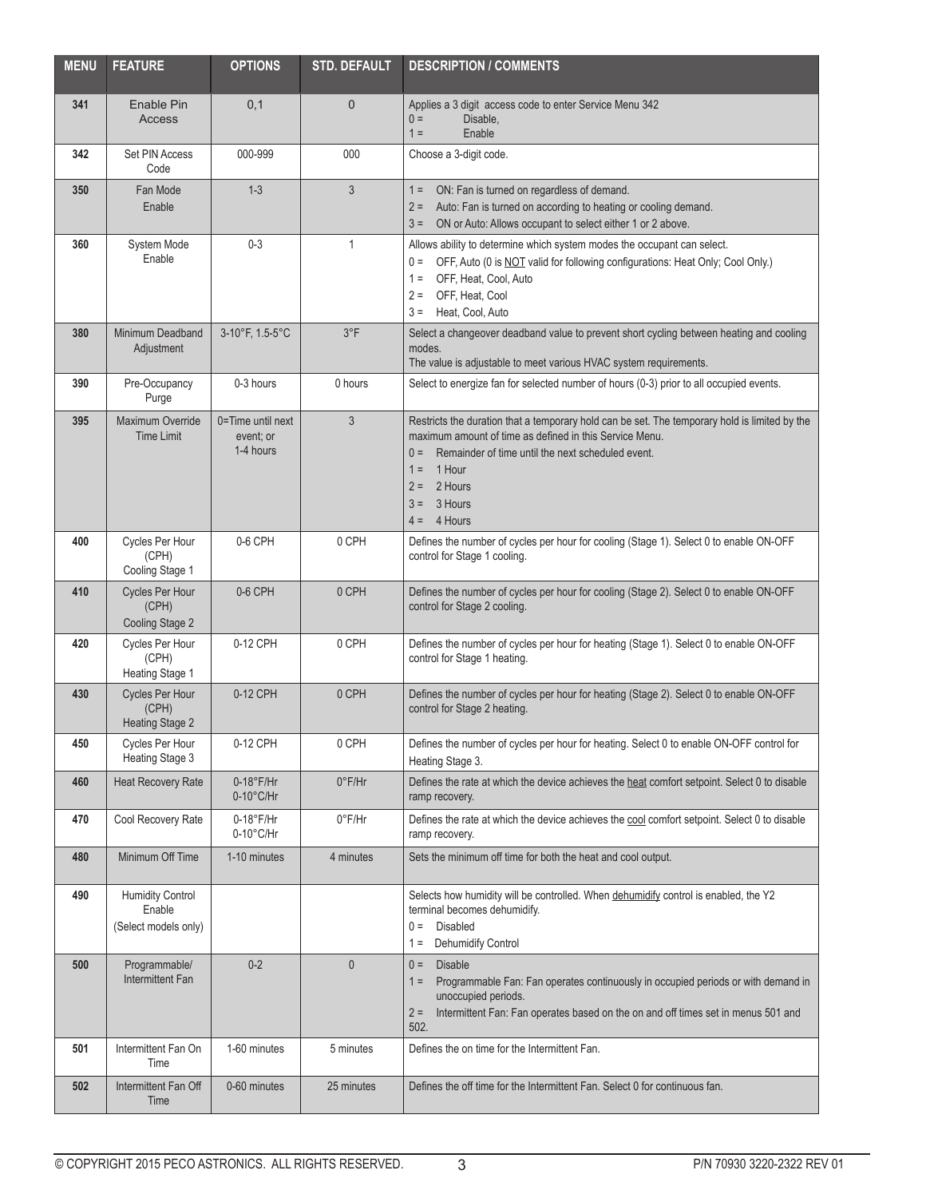| MENU | FEATURE | OPTIONS | STD. DEFAULT | DESCRIPTION / COMMENTS |
|---|---|---|---|---|
| 341 | Enable Pin Access | 0,1 | 0 | Applies a 3 digit access code to enter Service Menu 342<br>0 = Disable,<br>1 = Enable |
| 342 | Set PIN Access Code | 000-999 | 000 | Choose a 3-digit code. |
| 350 | Fan Mode Enable | 1-3 | 3 | 1 = ON: Fan is turned on regardless of demand.<br>2 = Auto: Fan is turned on according to heating or cooling demand.<br>3 = ON or Auto: Allows occupant to select either 1 or 2 above. |
| 360 | System Mode Enable | 0-3 | 1 | Allows ability to determine which system modes the occupant can select.<br>0 = OFF, Auto (0 is NOT valid for following configurations: Heat Only; Cool Only.)<br>1 = OFF, Heat, Cool, Auto<br>2 = OFF, Heat, Cool<br>3 = Heat, Cool, Auto |
| 380 | Minimum Deadband Adjustment | 3-10°F, 1.5-5°C | 3°F | Select a changeover deadband value to prevent short cycling between heating and cooling modes.<br>The value is adjustable to meet various HVAC system requirements. |
| 390 | Pre-Occupancy Purge | 0-3 hours | 0 hours | Select to energize fan for selected number of hours (0-3) prior to all occupied events. |
| 395 | Maximum Override Time Limit | 0=Time until next event; or 1-4 hours | 3 | Restricts the duration that a temporary hold can be set. The temporary hold is limited by the maximum amount of time as defined in this Service Menu.<br>0 = Remainder of time until the next scheduled event.<br>1 = 1 Hour<br>2 = 2 Hours<br>3 = 3 Hours<br>4 = 4 Hours |
| 400 | Cycles Per Hour (CPH) Cooling Stage 1 | 0-6 CPH | 0 CPH | Defines the number of cycles per hour for cooling (Stage 1). Select 0 to enable ON-OFF control for Stage 1 cooling. |
| 410 | Cycles Per Hour (CPH) Cooling Stage 2 | 0-6 CPH | 0 CPH | Defines the number of cycles per hour for cooling (Stage 2). Select 0 to enable ON-OFF control for Stage 2 cooling. |
| 420 | Cycles Per Hour (CPH) Heating Stage 1 | 0-12 CPH | 0 CPH | Defines the number of cycles per hour for heating (Stage 1). Select 0 to enable ON-OFF control for Stage 1 heating. |
| 430 | Cycles Per Hour (CPH) Heating Stage 2 | 0-12 CPH | 0 CPH | Defines the number of cycles per hour for heating (Stage 2). Select 0 to enable ON-OFF control for Stage 2 heating. |
| 450 | Cycles Per Hour Heating Stage 3 | 0-12 CPH | 0 CPH | Defines the number of cycles per hour for heating. Select 0 to enable ON-OFF control for Heating Stage 3. |
| 460 | Heat Recovery Rate | 0-18°F/Hr<br>0-10°C/Hr | 0°F/Hr | Defines the rate at which the device achieves the heat comfort setpoint. Select 0 to disable ramp recovery. |
| 470 | Cool Recovery Rate | 0-18°F/Hr<br>0-10°C/Hr | 0°F/Hr | Defines the rate at which the device achieves the cool comfort setpoint. Select 0 to disable ramp recovery. |
| 480 | Minimum Off Time | 1-10 minutes | 4 minutes | Sets the minimum off time for both the heat and cool output. |
| 490 | Humidity Control Enable (Select models only) | | | Selects how humidity will be controlled. When dehumidify control is enabled, the Y2 terminal becomes dehumidify.<br>0 = Disabled<br>1 = Dehumidify Control |
| 500 | Programmable/ Intermittent Fan | 0-2 | 0 | 0 = Disable<br>1 = Programmable Fan: Fan operates continuously in occupied periods or with demand in unoccupied periods.<br>2 = Intermittent Fan: Fan operates based on the on and off times set in menus 501 and 502. |
| 501 | Intermittent Fan On Time | 1-60 minutes | 5 minutes | Defines the on time for the Intermittent Fan. |
| 502 | Intermittent Fan Off Time | 0-60 minutes | 25 minutes | Defines the off time for the Intermittent Fan. Select 0 for continuous fan. |

© COPYRIGHT 2015 PECO ASTRONICS. ALL RIGHTS RESERVED. P/N 70930 3220-2322 REV 01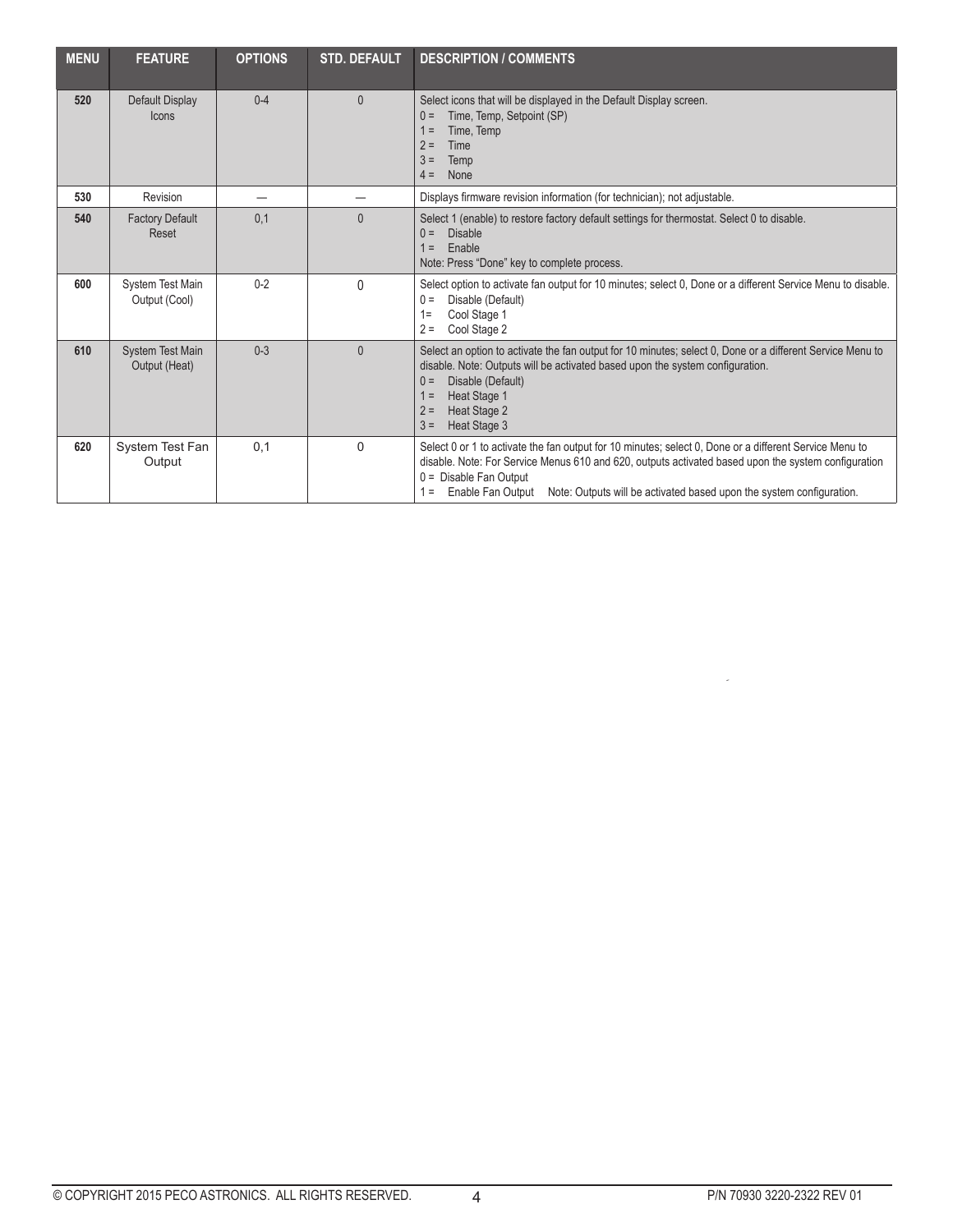| MENU | FEATURE | OPTIONS | STD. DEFAULT | DESCRIPTION / COMMENTS |
|---|---|---|---|---|
| 520 | Default Display Icons | 0-4 | 0 | Select icons that will be displayed in the Default Display screen.<br>0 = Time, Temp, Setpoint (SP)<br>1 = Time, Temp<br>2 = Time<br>3 = Temp<br>4 = None |
| 530 | Revision | — | — | Displays firmware revision information (for technician); not adjustable. |
| 540 | Factory Default Reset | 0,1 | 0 | Select 1 (enable) to restore factory default settings for thermostat. Select 0 to disable.<br>0 = Disable<br>1 = Enable<br>Note: Press "Done" key to complete process. |
| 600 | System Test Main Output (Cool) | 0-2 | 0 | Select option to activate fan output for 10 minutes; select 0, Done or a different Service Menu to disable.<br>0 = Disable (Default)<br>1= Cool Stage 1<br>2 = Cool Stage 2 |
| 610 | System Test Main Output (Heat) | 0-3 | 0 | Select an option to activate the fan output for 10 minutes; select 0, Done or a different Service Menu to disable. Note: Outputs will be activated based upon the system configuration.<br>0 = Disable (Default)<br>1 = Heat Stage 1<br>2 = Heat Stage 2<br>3 = Heat Stage 3 |
| 620 | System Test Fan Output | 0,1 | 0 | Select 0 or 1 to activate the fan output for 10 minutes; select 0, Done or a different Service Menu to disable. Note: For Service Menus 610 and 620, outputs activated based upon the system configuration<br>0 = Disable Fan Output<br>1 = Enable Fan Output Note: Outputs will be activated based upon the system configuration. |

© COPYRIGHT 2015 PECO ASTRONICS. ALL RIGHTS RESERVED.

P/N 70930 3220-2322 REV 01